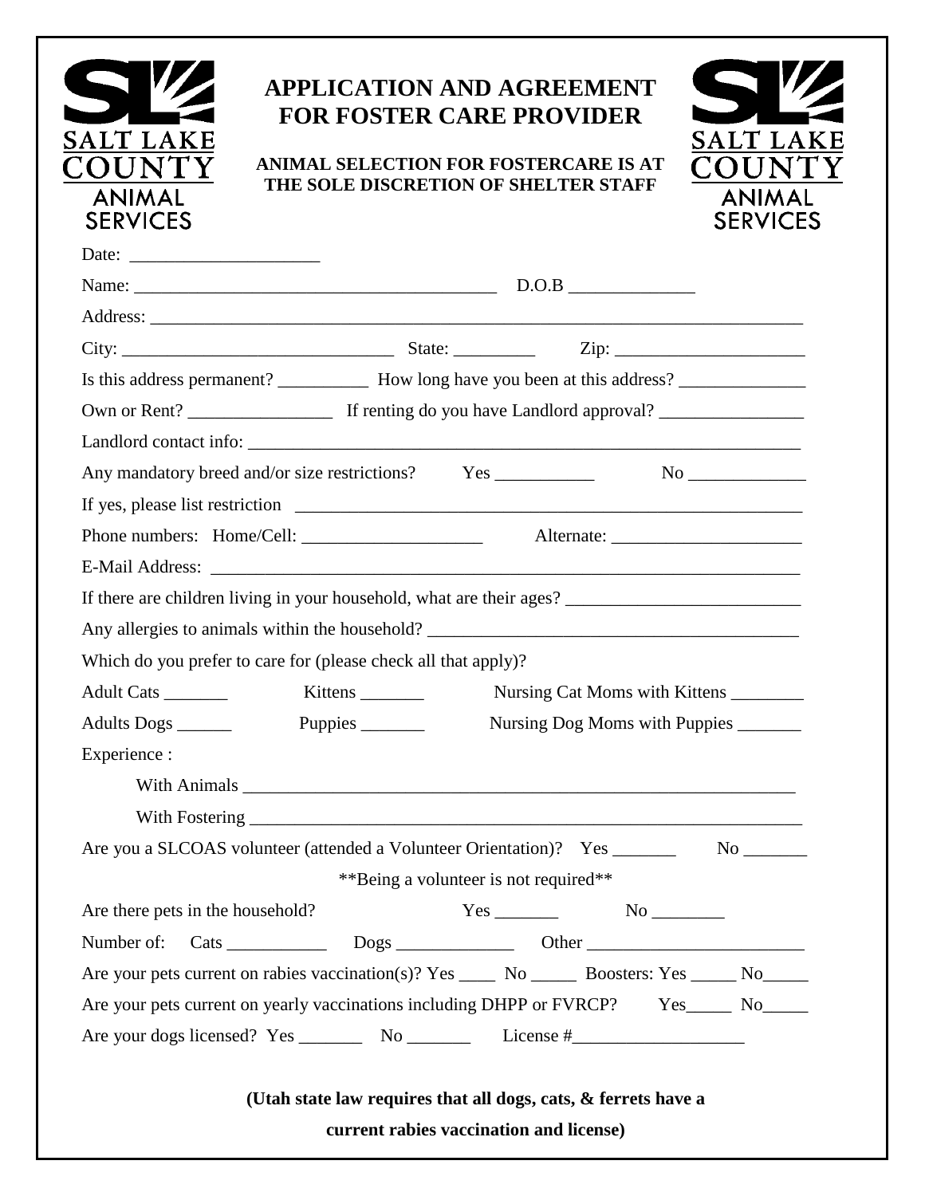SALT LAKE COUNTY ANIMAL SERVICES

# APPLICATION AND AGREEMENT FOR FOSTER CARE PROVIDER

**ANIMAL SELECTION FOR FOSTERCARE IS AT THE SOLE DISCRETION OF SHELTER STAFF**

Date: ____________________

Name: ________________________________________ D.O.B _____________

Address: ________________________________________________________________________

City: ______________________________ State: _________ Zip: ____________________

Is this address permanent? __________ How long have you been at this address? ______________

Own or Rent? ________________ If renting do you have Landlord approval? ________________

Landlord contact info: ______________________________________________________________

Any mandatory breed and/or size restrictions? Yes ___________ No _____________

If yes, please list restriction _________________________________________________________

Phone numbers: Home/Cell: ____________________ Alternate: _____________________

E-Mail Address: __________________________________________________________________

If there are children living in your household, what are their ages? _________________________

Any allergies to animals within the household? ________________________________________

Which do you prefer to care for (please check all that apply)?

Adult Cats _______ Kittens _______ Nursing Cat Moms with Kittens ________

Adults Dogs ______ Puppies _______ Nursing Dog Moms with Puppies _______

Experience :

With Animals ______________________________________________________________

With Fostering _____________________________________________________________

Are you a SLCOAS volunteer (attended a Volunteer Orientation)? Yes _______ No _______

**Being a volunteer is not required**

Are there pets in the household? Yes _______ No ________

Number of: Cats ___________ Dogs _____________ Other _______________________

Are your pets current on rabies vaccination(s)? Yes ____ No _____ Boosters: Yes _____ No_____

Are your pets current on yearly vaccinations including DHPP or FVRCP? Yes_____ No_____

Are your dogs licensed? Yes _______ No _______ License #___________________

**(Utah state law requires that all dogs, cats, & ferrets have a current rabies vaccination and license)**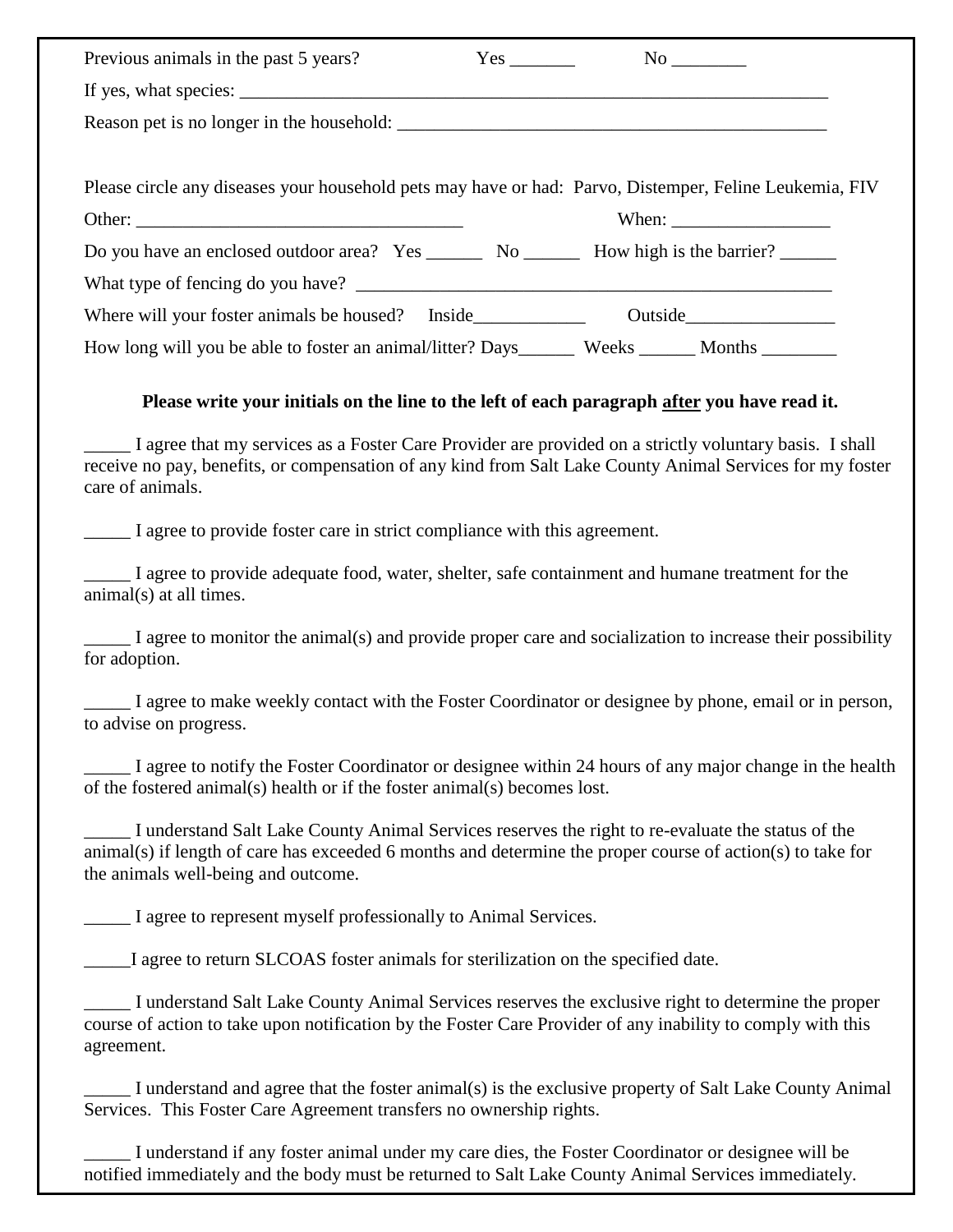Previous animals in the past 5 years? Yes _______ No ________

If yes, what species: ________________________________________________________________

Reason pet is no longer in the household: _______________________________________________

Please circle any diseases your household pets may have or had: Parvo, Distemper, Feline Leukemia, FIV

Other: ___________________________________ When: _________________

Do you have an enclosed outdoor area? Yes ______ No ______ How high is the barrier? ______

What type of fencing do you have? ____________________________________________________

Where will your foster animals be housed? Inside____________ Outside________________

How long will you be able to foster an animal/litter? Days______ Weeks ______ Months ________

**Please write your initials on the line to the left of each paragraph <u>after</u> you have read it.**

_____ I agree that my services as a Foster Care Provider are provided on a strictly voluntary basis. I shall receive no pay, benefits, or compensation of any kind from Salt Lake County Animal Services for my foster care of animals.

_____ I agree to provide foster care in strict compliance with this agreement.

_____ I agree to provide adequate food, water, shelter, safe containment and humane treatment for the animal(s) at all times.

_____ I agree to monitor the animal(s) and provide proper care and socialization to increase their possibility for adoption.

_____ I agree to make weekly contact with the Foster Coordinator or designee by phone, email or in person, to advise on progress.

_____ I agree to notify the Foster Coordinator or designee within 24 hours of any major change in the health of the fostered animal(s) health or if the foster animal(s) becomes lost.

_____ I understand Salt Lake County Animal Services reserves the right to re-evaluate the status of the animal(s) if length of care has exceeded 6 months and determine the proper course of action(s) to take for the animals well-being and outcome.

_____ I agree to represent myself professionally to Animal Services.

_____I agree to return SLCOAS foster animals for sterilization on the specified date.

_____ I understand Salt Lake County Animal Services reserves the exclusive right to determine the proper course of action to take upon notification by the Foster Care Provider of any inability to comply with this agreement.

_____ I understand and agree that the foster animal(s) is the exclusive property of Salt Lake County Animal Services. This Foster Care Agreement transfers no ownership rights.

_____ I understand if any foster animal under my care dies, the Foster Coordinator or designee will be notified immediately and the body must be returned to Salt Lake County Animal Services immediately.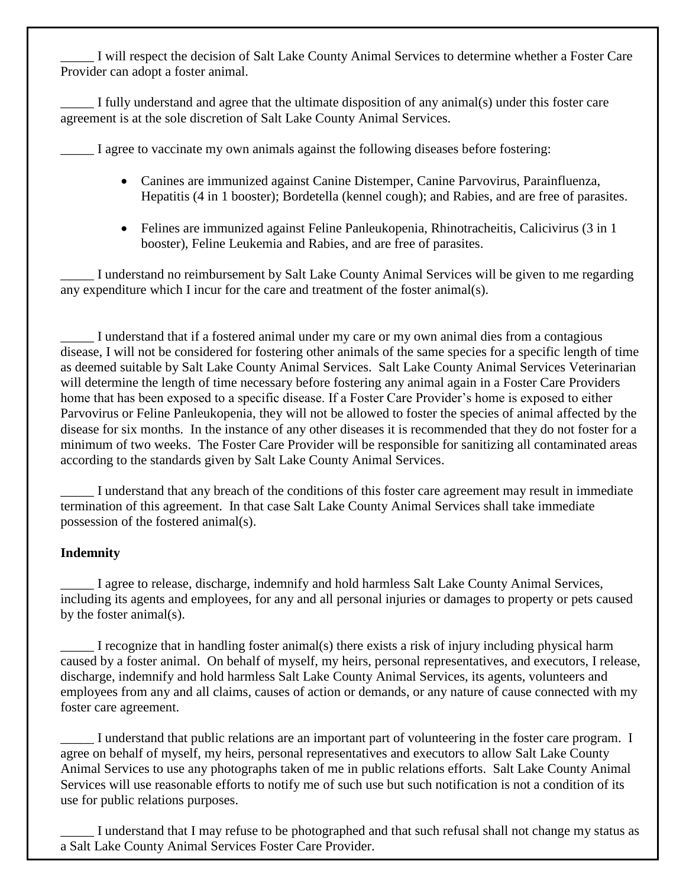_____ I will respect the decision of Salt Lake County Animal Services to determine whether a Foster Care Provider can adopt a foster animal.

_____ I fully understand and agree that the ultimate disposition of any animal(s) under this foster care agreement is at the sole discretion of Salt Lake County Animal Services.

_____ I agree to vaccinate my own animals against the following diseases before fostering:

- Canines are immunized against Canine Distemper, Canine Parvovirus, Parainfluenza, Hepatitis (4 in 1 booster); Bordetella (kennel cough); and Rabies, and are free of parasites.
- Felines are immunized against Feline Panleukopenia, Rhinotracheitis, Calicivirus (3 in 1 booster), Feline Leukemia and Rabies, and are free of parasites.

_____ I understand no reimbursement by Salt Lake County Animal Services will be given to me regarding any expenditure which I incur for the care and treatment of the foster animal(s).

_____ I understand that if a fostered animal under my care or my own animal dies from a contagious disease, I will not be considered for fostering other animals of the same species for a specific length of time as deemed suitable by Salt Lake County Animal Services. Salt Lake County Animal Services Veterinarian will determine the length of time necessary before fostering any animal again in a Foster Care Providers home that has been exposed to a specific disease. If a Foster Care Provider's home is exposed to either Parvovirus or Feline Panleukopenia, they will not be allowed to foster the species of animal affected by the disease for six months. In the instance of any other diseases it is recommended that they do not foster for a minimum of two weeks. The Foster Care Provider will be responsible for sanitizing all contaminated areas according to the standards given by Salt Lake County Animal Services.

_____ I understand that any breach of the conditions of this foster care agreement may result in immediate termination of this agreement. In that case Salt Lake County Animal Services shall take immediate possession of the fostered animal(s).

**Indemnity**

_____ I agree to release, discharge, indemnify and hold harmless Salt Lake County Animal Services, including its agents and employees, for any and all personal injuries or damages to property or pets caused by the foster animal(s).

_____ I recognize that in handling foster animal(s) there exists a risk of injury including physical harm caused by a foster animal. On behalf of myself, my heirs, personal representatives, and executors, I release, discharge, indemnify and hold harmless Salt Lake County Animal Services, its agents, volunteers and employees from any and all claims, causes of action or demands, or any nature of cause connected with my foster care agreement.

_____ I understand that public relations are an important part of volunteering in the foster care program. I agree on behalf of myself, my heirs, personal representatives and executors to allow Salt Lake County Animal Services to use any photographs taken of me in public relations efforts. Salt Lake County Animal Services will use reasonable efforts to notify me of such use but such notification is not a condition of its use for public relations purposes.

_____ I understand that I may refuse to be photographed and that such refusal shall not change my status as a Salt Lake County Animal Services Foster Care Provider.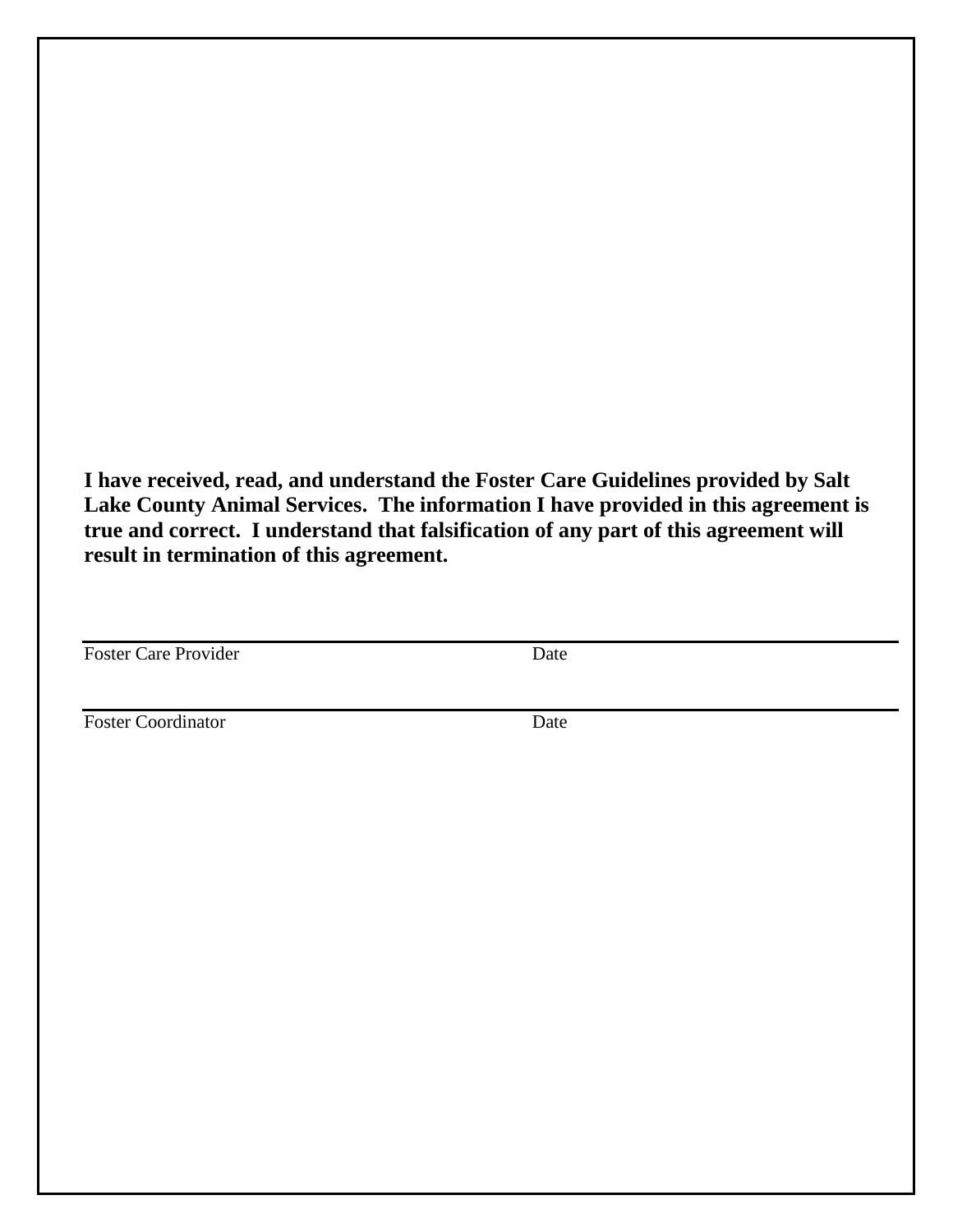**I have received, read, and understand the Foster Care Guidelines provided by Salt Lake County Animal Services. The information I have provided in this agreement is true and correct. I understand that falsification of any part of this agreement will result in termination of this agreement.**

______________________________________________________________________

Foster Care Provider Date

______________________________________________________________________

Foster Coordinator Date